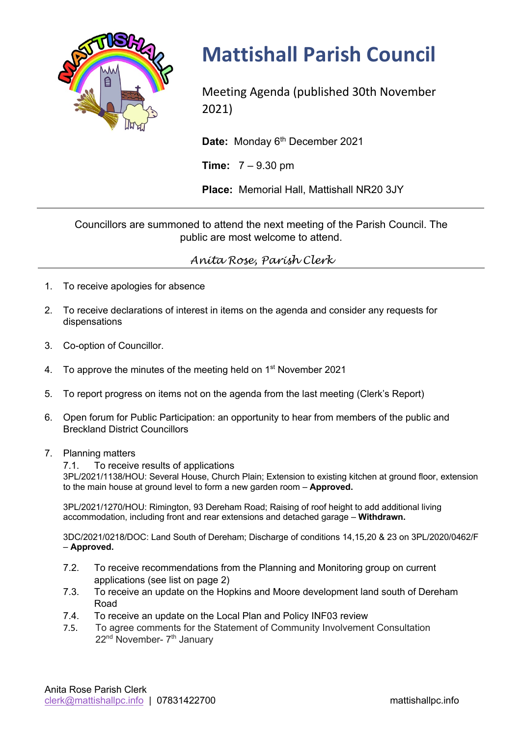# Mattishall Parish Council

Meeting Agenda (published 30th November 2021)

**Date:** Monday 6th December 2021

**Time:** 7 – 9.30 pm

**Place:** Memorial Hall, Mattishall NR20 3JY

---

Councillors are summoned to attend the next meeting of the Parish Council. The public are most welcome to attend.

*Anita Rose, Parish Clerk*

---

1. To receive apologies for absence
2. To receive declarations of interest in items on the agenda and consider any requests for dispensations
3. Co-option of Councillor.
4. To approve the minutes of the meeting held on 1st November 2021
5. To report progress on items not on the agenda from the last meeting (Clerk's Report)
6. Open forum for Public Participation: an opportunity to hear from members of the public and Breckland District Councillors
7. Planning matters

   7.1. To receive results of applications

   3PL/2021/1138/HOU: Several House, Church Plain; Extension to existing kitchen at ground floor, extension to the main house at ground level to form a new garden room – **Approved.**

   3PL/2021/1270/HOU: Rimington, 93 Dereham Road; Raising of roof height to add additional living accommodation, including front and rear extensions and detached garage – **Withdrawn.**

   3DC/2021/0218/DOC: Land South of Dereham; Discharge of conditions 14,15,20 & 23 on 3PL/2020/0462/F – **Approved.**

   7.2. To receive recommendations from the Planning and Monitoring group on current applications (see list on page 2)

   7.3. To receive an update on the Hopkins and Moore development land south of Dereham Road

   7.4. To receive an update on the Local Plan and Policy INF03 review

   7.5. To agree comments for the Statement of Community Involvement Consultation 22nd November- 7th January

Anita Rose Parish Clerk
clerk@mattishallpc.info | 07831422700 mattishallpc.info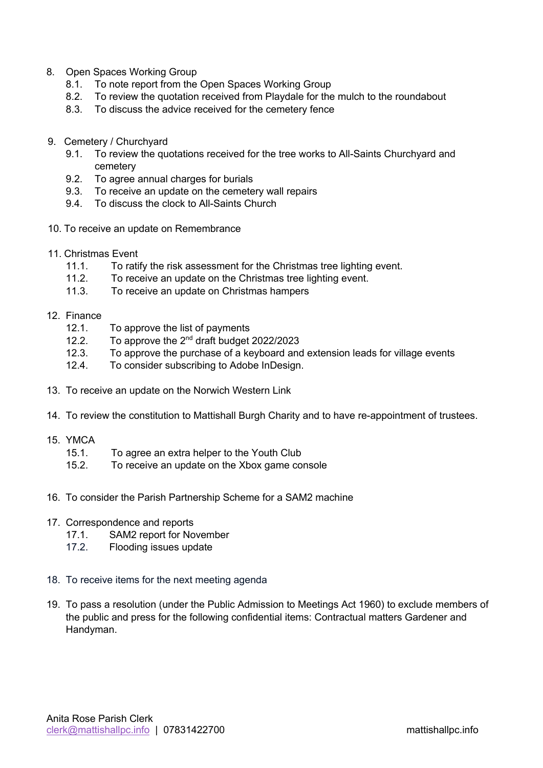8. Open Spaces Working Group
    8.1. To note report from the Open Spaces Working Group
    8.2. To review the quotation received from Playdale for the mulch to the roundabout
    8.3. To discuss the advice received for the cemetery fence

9. Cemetery / Churchyard
    9.1. To review the quotations received for the tree works to All-Saints Churchyard and cemetery
    9.2. To agree annual charges for burials
    9.3. To receive an update on the cemetery wall repairs
    9.4. To discuss the clock to All-Saints Church

10. To receive an update on Remembrance

11. Christmas Event
    11.1. To ratify the risk assessment for the Christmas tree lighting event.
    11.2. To receive an update on the Christmas tree lighting event.
    11.3. To receive an update on Christmas hampers

12. Finance
    12.1. To approve the list of payments
    12.2. To approve the 2nd draft budget 2022/2023
    12.3. To approve the purchase of a keyboard and extension leads for village events
    12.4. To consider subscribing to Adobe InDesign.

13. To receive an update on the Norwich Western Link

14. To review the constitution to Mattishall Burgh Charity and to have re-appointment of trustees.

15. YMCA
    15.1. To agree an extra helper to the Youth Club
    15.2. To receive an update on the Xbox game console

16. To consider the Parish Partnership Scheme for a SAM2 machine

17. Correspondence and reports
    17.1. SAM2 report for November
    17.2. Flooding issues update

18. To receive items for the next meeting agenda

19. To pass a resolution (under the Public Admission to Meetings Act 1960) to exclude members of the public and press for the following confidential items: Contractual matters Gardener and Handyman.

Anita Rose Parish Clerk
clerk@mattishallpc.info | 07831422700 mattishallpc.info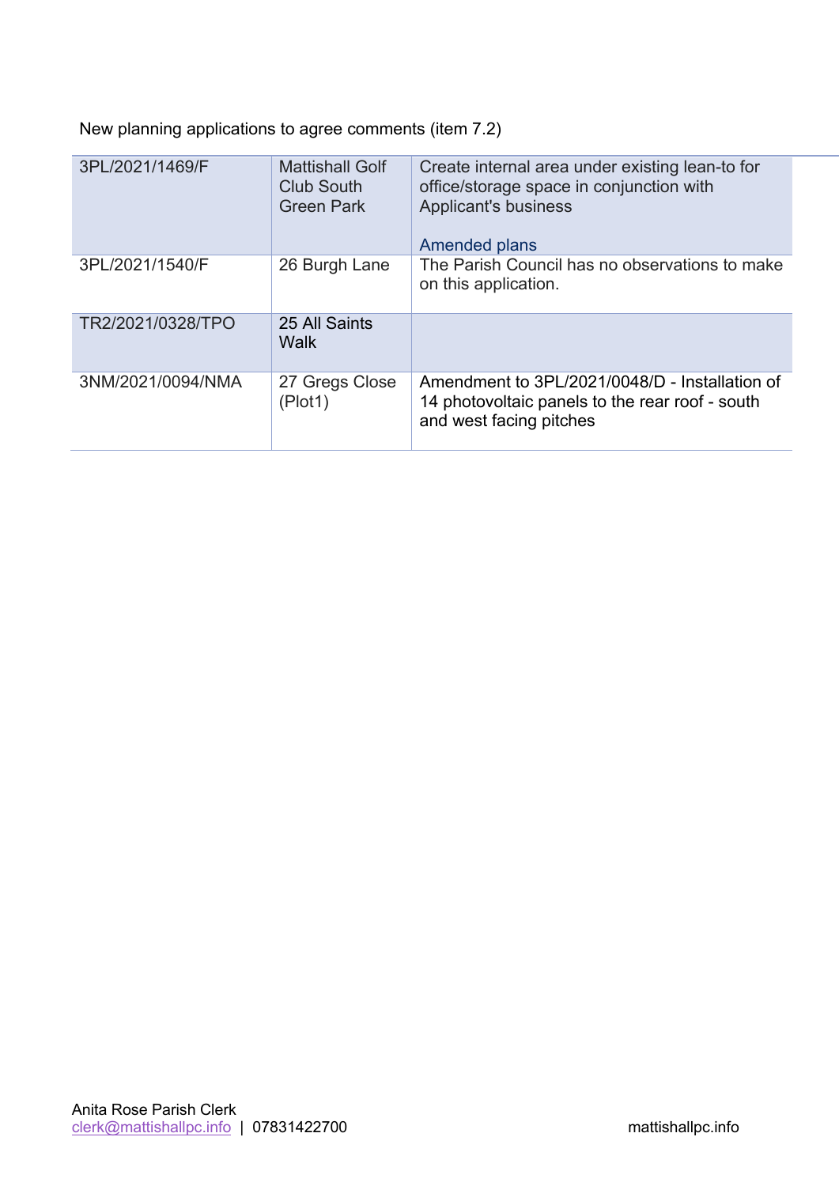New planning applications to agree comments (item 7.2)

| | | |
|---|---|---|
| 3PL/2021/1469/F | Mattishall Golf Club South Green Park | Create internal area under existing lean-to for office/storage space in conjunction with Applicant's business<br><br>Amended plans |
| 3PL/2021/1540/F | 26 Burgh Lane | The Parish Council has no observations to make on this application. |
| TR2/2021/0328/TPO | 25 All Saints Walk | |
| 3NM/2021/0094/NMA | 27 Gregs Close (Plot1) | Amendment to 3PL/2021/0048/D - Installation of 14 photovoltaic panels to the rear roof - south and west facing pitches |

Anita Rose Parish Clerk
clerk@mattishallpc.info | 07831422700 mattishallpc.info